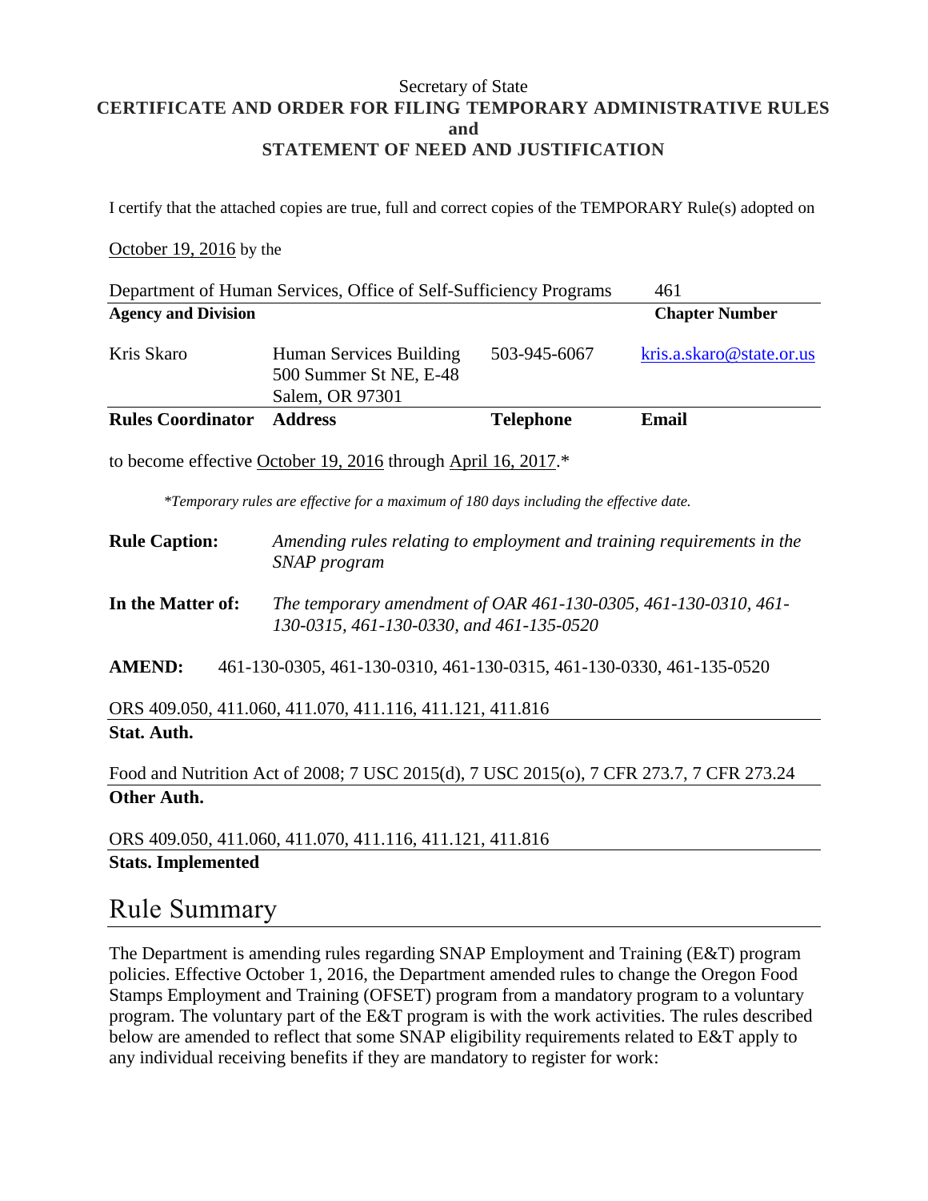Secretary of State

**CERTIFICATE AND ORDER FOR FILING TEMPORARY ADMINISTRATIVE RULES**
**and**
**STATEMENT OF NEED AND JUSTIFICATION**

I certify that the attached copies are true, full and correct copies of the TEMPORARY Rule(s) adopted on

October 19, 2016 by the

| Department of Human Services, Office of Self-Sufficiency Programs | 461 |
|---|---|
| **Agency and Division** | **Chapter Number** |

| Kris Skaro | Human Services Building 500 Summer St NE, E-48 Salem, OR 97301 | 503-945-6067 | kris.a.skaro@state.or.us |
|---|---|---|---|
| **Rules Coordinator** | **Address** | **Telephone** | **Email** |

to become effective October 19, 2016 through April 16, 2017.*

*\*Temporary rules are effective for a maximum of 180 days including the effective date.*

**Rule Caption:** *Amending rules relating to employment and training requirements in the SNAP program*

**In the Matter of:** *The temporary amendment of OAR 461-130-0305, 461-130-0310, 461-130-0315, 461-130-0330, and 461-135-0520*

**AMEND:** 461-130-0305, 461-130-0310, 461-130-0315, 461-130-0330, 461-135-0520

ORS 409.050, 411.060, 411.070, 411.116, 411.121, 411.816
**Stat. Auth.**

Food and Nutrition Act of 2008; 7 USC 2015(d), 7 USC 2015(o), 7 CFR 273.7, 7 CFR 273.24
**Other Auth.**

ORS 409.050, 411.060, 411.070, 411.116, 411.121, 411.816
**Stats. Implemented**

# Rule Summary

The Department is amending rules regarding SNAP Employment and Training (E&T) program policies. Effective October 1, 2016, the Department amended rules to change the Oregon Food Stamps Employment and Training (OFSET) program from a mandatory program to a voluntary program. The voluntary part of the E&T program is with the work activities. The rules described below are amended to reflect that some SNAP eligibility requirements related to E&T apply to any individual receiving benefits if they are mandatory to register for work: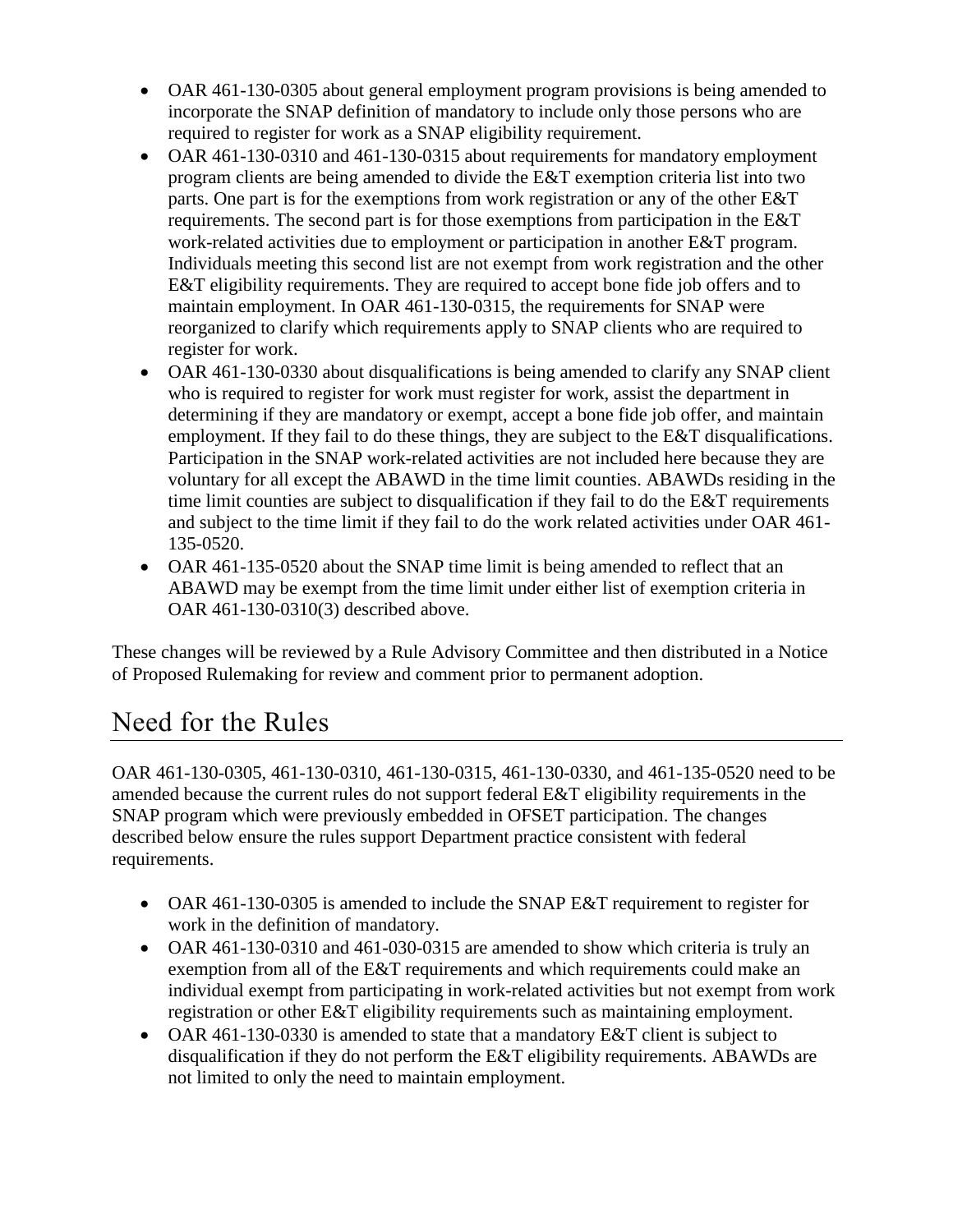- OAR 461-130-0305 about general employment program provisions is being amended to incorporate the SNAP definition of mandatory to include only those persons who are required to register for work as a SNAP eligibility requirement.
- OAR 461-130-0310 and 461-130-0315 about requirements for mandatory employment program clients are being amended to divide the E&T exemption criteria list into two parts. One part is for the exemptions from work registration or any of the other E&T requirements. The second part is for those exemptions from participation in the E&T work-related activities due to employment or participation in another E&T program. Individuals meeting this second list are not exempt from work registration and the other E&T eligibility requirements. They are required to accept bone fide job offers and to maintain employment. In OAR 461-130-0315, the requirements for SNAP were reorganized to clarify which requirements apply to SNAP clients who are required to register for work.
- OAR 461-130-0330 about disqualifications is being amended to clarify any SNAP client who is required to register for work must register for work, assist the department in determining if they are mandatory or exempt, accept a bone fide job offer, and maintain employment. If they fail to do these things, they are subject to the E&T disqualifications. Participation in the SNAP work-related activities are not included here because they are voluntary for all except the ABAWD in the time limit counties. ABAWDs residing in the time limit counties are subject to disqualification if they fail to do the E&T requirements and subject to the time limit if they fail to do the work related activities under OAR 461-135-0520.
- OAR 461-135-0520 about the SNAP time limit is being amended to reflect that an ABAWD may be exempt from the time limit under either list of exemption criteria in OAR 461-130-0310(3) described above.

These changes will be reviewed by a Rule Advisory Committee and then distributed in a Notice of Proposed Rulemaking for review and comment prior to permanent adoption.

## Need for the Rules

OAR 461-130-0305, 461-130-0310, 461-130-0315, 461-130-0330, and 461-135-0520 need to be amended because the current rules do not support federal E&T eligibility requirements in the SNAP program which were previously embedded in OFSET participation. The changes described below ensure the rules support Department practice consistent with federal requirements.

- OAR 461-130-0305 is amended to include the SNAP E&T requirement to register for work in the definition of mandatory.
- OAR 461-130-0310 and 461-030-0315 are amended to show which criteria is truly an exemption from all of the E&T requirements and which requirements could make an individual exempt from participating in work-related activities but not exempt from work registration or other E&T eligibility requirements such as maintaining employment.
- OAR 461-130-0330 is amended to state that a mandatory E&T client is subject to disqualification if they do not perform the E&T eligibility requirements. ABAWDs are not limited to only the need to maintain employment.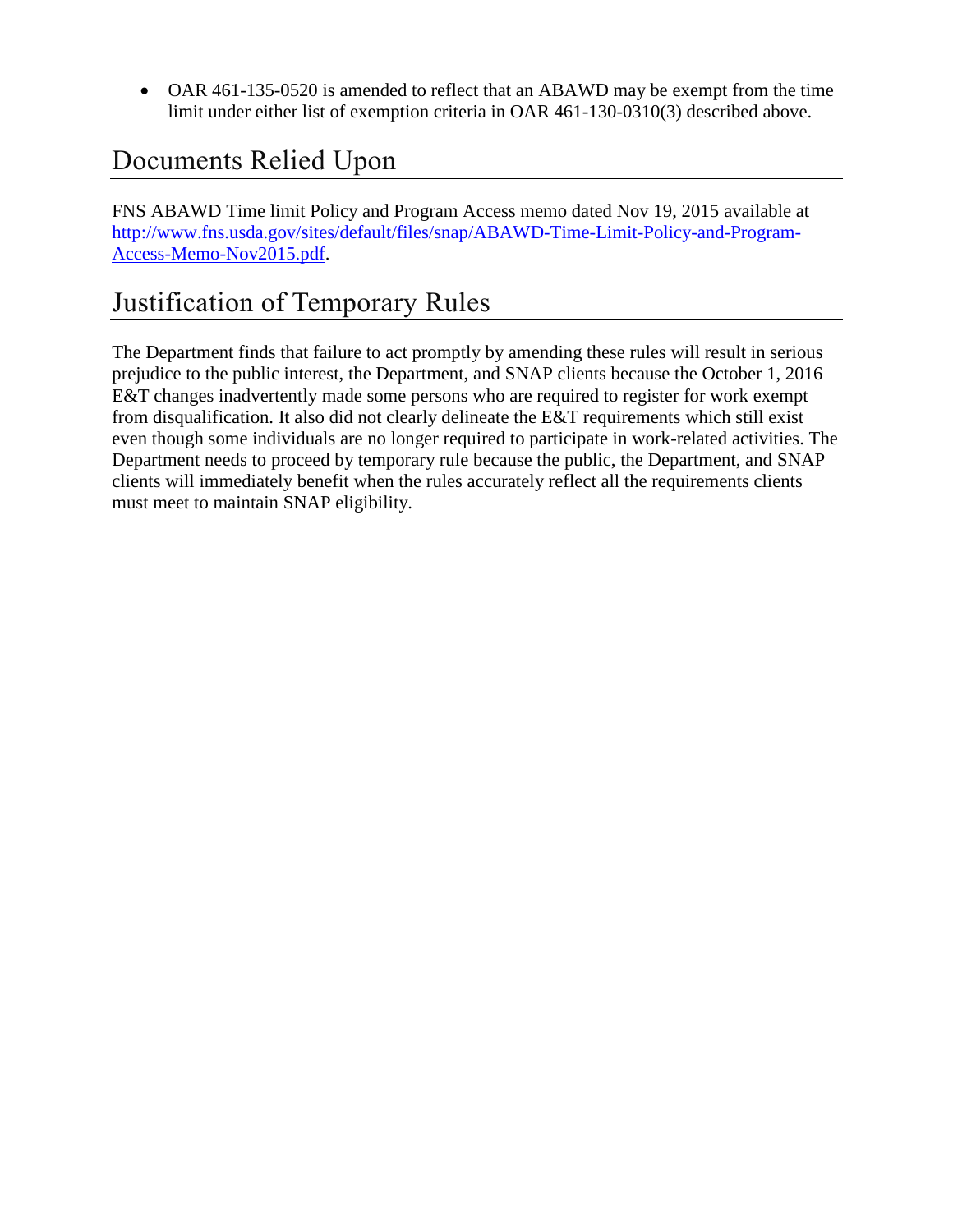- OAR 461-135-0520 is amended to reflect that an ABAWD may be exempt from the time limit under either list of exemption criteria in OAR 461-130-0310(3) described above.

## Documents Relied Upon

FNS ABAWD Time limit Policy and Program Access memo dated Nov 19, 2015 available at [http://www.fns.usda.gov/sites/default/files/snap/ABAWD-Time-Limit-Policy-and-Program-Access-Memo-Nov2015.pdf](http://www.fns.usda.gov/sites/default/files/snap/ABAWD-Time-Limit-Policy-and-Program-Access-Memo-Nov2015.pdf).

## Justification of Temporary Rules

The Department finds that failure to act promptly by amending these rules will result in serious prejudice to the public interest, the Department, and SNAP clients because the October 1, 2016 E&T changes inadvertently made some persons who are required to register for work exempt from disqualification. It also did not clearly delineate the E&T requirements which still exist even though some individuals are no longer required to participate in work-related activities. The Department needs to proceed by temporary rule because the public, the Department, and SNAP clients will immediately benefit when the rules accurately reflect all the requirements clients must meet to maintain SNAP eligibility.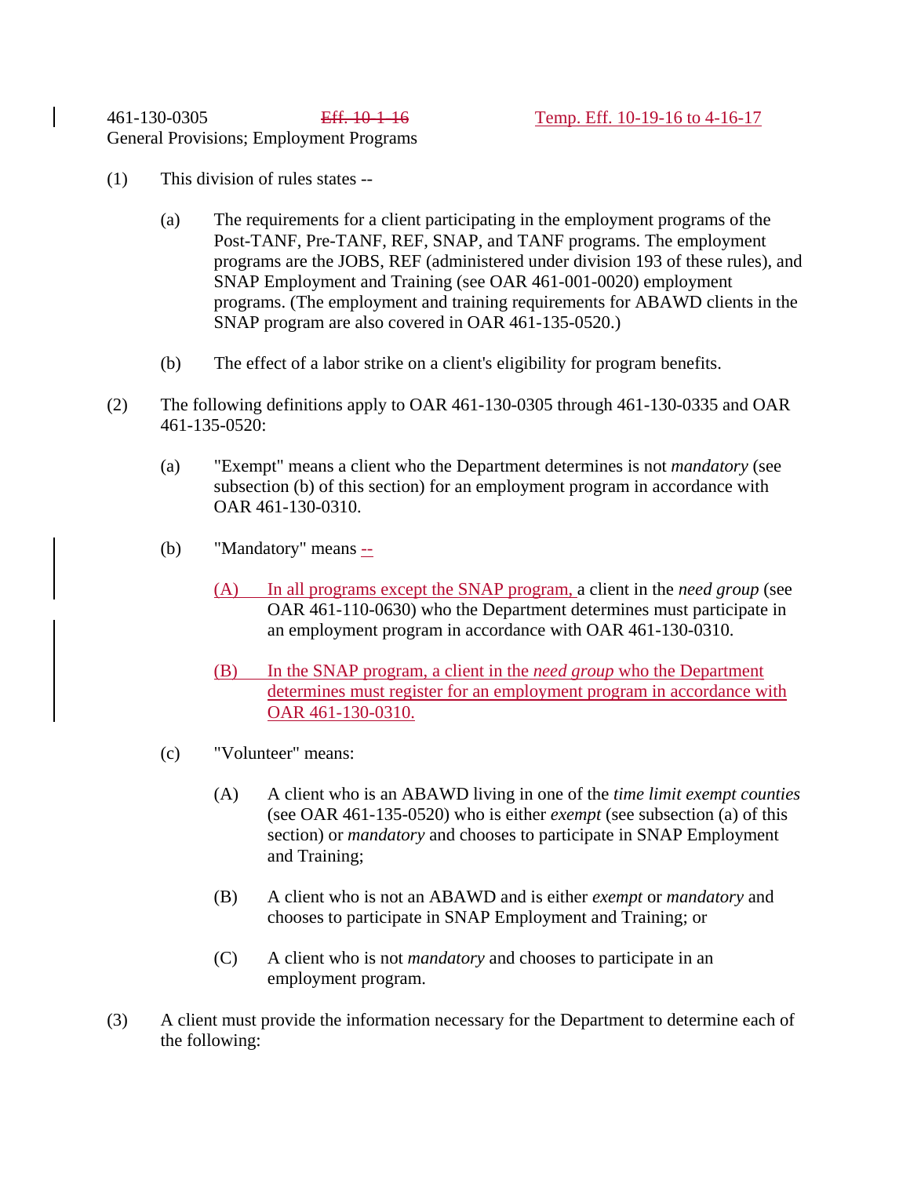461-130-0305 ~~Eff. 10-1-16~~ Temp. Eff. 10-19-16 to 4-16-17

General Provisions; Employment Programs

(1) This division of rules states --

(a) The requirements for a client participating in the employment programs of the Post-TANF, Pre-TANF, REF, SNAP, and TANF programs. The employment programs are the JOBS, REF (administered under division 193 of these rules), and SNAP Employment and Training (see OAR 461-001-0020) employment programs. (The employment and training requirements for ABAWD clients in the SNAP program are also covered in OAR 461-135-0520.)

(b) The effect of a labor strike on a client's eligibility for program benefits.

(2) The following definitions apply to OAR 461-130-0305 through 461-130-0335 and OAR 461-135-0520:

(a) "Exempt" means a client who the Department determines is not *mandatory* (see subsection (b) of this section) for an employment program in accordance with OAR 461-130-0310.

(b) "Mandatory" means --

(A) In all programs except the SNAP program, a client in the *need group* (see OAR 461-110-0630) who the Department determines must participate in an employment program in accordance with OAR 461-130-0310.

(B) In the SNAP program, a client in the *need group* who the Department determines must register for an employment program in accordance with OAR 461-130-0310.

(c) "Volunteer" means:

(A) A client who is an ABAWD living in one of the *time limit exempt counties* (see OAR 461-135-0520) who is either *exempt* (see subsection (a) of this section) or *mandatory* and chooses to participate in SNAP Employment and Training;

(B) A client who is not an ABAWD and is either *exempt* or *mandatory* and chooses to participate in SNAP Employment and Training; or

(C) A client who is not *mandatory* and chooses to participate in an employment program.

(3) A client must provide the information necessary for the Department to determine each of the following: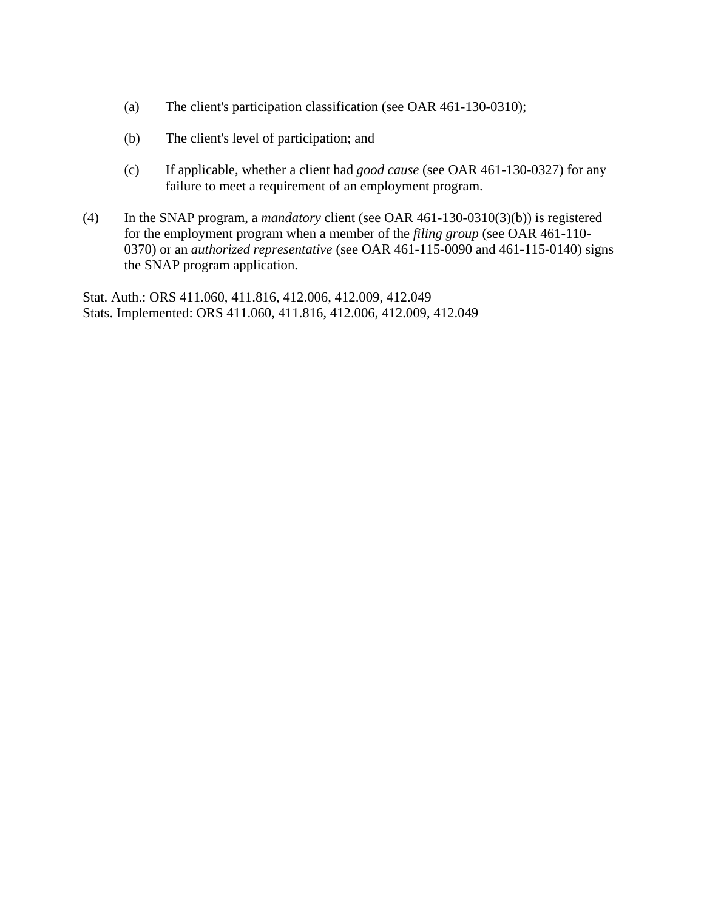(a) The client's participation classification (see OAR 461-130-0310);

(b) The client's level of participation; and

(c) If applicable, whether a client had *good cause* (see OAR 461-130-0327) for any failure to meet a requirement of an employment program.

(4) In the SNAP program, a *mandatory* client (see OAR 461-130-0310(3)(b)) is registered for the employment program when a member of the *filing group* (see OAR 461-110-0370) or an *authorized representative* (see OAR 461-115-0090 and 461-115-0140) signs the SNAP program application.

Stat. Auth.: ORS 411.060, 411.816, 412.006, 412.009, 412.049
Stats. Implemented: ORS 411.060, 411.816, 412.006, 412.009, 412.049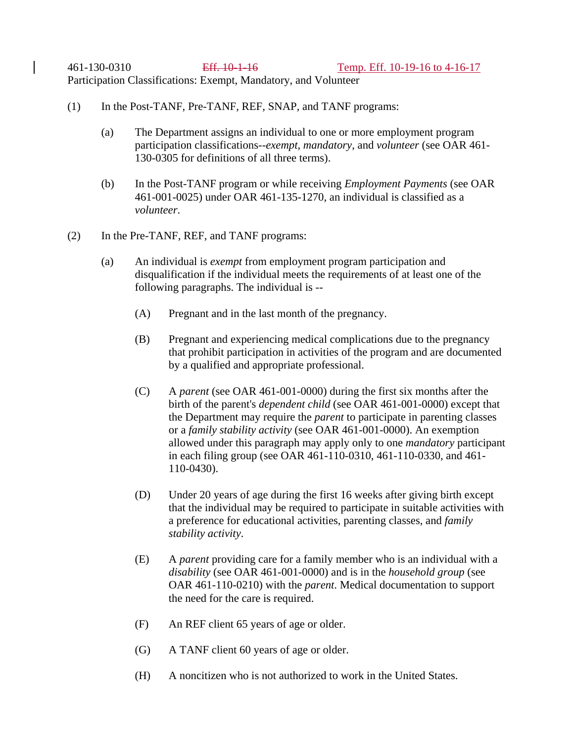461-130-0310 ~~Eff. 10-1-16~~ Temp. Eff. 10-19-16 to 4-16-17

Participation Classifications: Exempt, Mandatory, and Volunteer

(1) In the Post-TANF, Pre-TANF, REF, SNAP, and TANF programs:

(a) The Department assigns an individual to one or more employment program participation classifications--*exempt*, *mandatory*, and *volunteer* (see OAR 461-130-0305 for definitions of all three terms).

(b) In the Post-TANF program or while receiving *Employment Payments* (see OAR 461-001-0025) under OAR 461-135-1270, an individual is classified as a *volunteer*.

(2) In the Pre-TANF, REF, and TANF programs:

(a) An individual is *exempt* from employment program participation and disqualification if the individual meets the requirements of at least one of the following paragraphs. The individual is --

(A) Pregnant and in the last month of the pregnancy.

(B) Pregnant and experiencing medical complications due to the pregnancy that prohibit participation in activities of the program and are documented by a qualified and appropriate professional.

(C) A *parent* (see OAR 461-001-0000) during the first six months after the birth of the parent's *dependent child* (see OAR 461-001-0000) except that the Department may require the *parent* to participate in parenting classes or a *family stability activity* (see OAR 461-001-0000). An exemption allowed under this paragraph may apply only to one *mandatory* participant in each filing group (see OAR 461-110-0310, 461-110-0330, and 461-110-0430).

(D) Under 20 years of age during the first 16 weeks after giving birth except that the individual may be required to participate in suitable activities with a preference for educational activities, parenting classes, and *family stability activity*.

(E) A *parent* providing care for a family member who is an individual with a *disability* (see OAR 461-001-0000) and is in the *household group* (see OAR 461-110-0210) with the *parent*. Medical documentation to support the need for the care is required.

(F) An REF client 65 years of age or older.

(G) A TANF client 60 years of age or older.

(H) A noncitizen who is not authorized to work in the United States.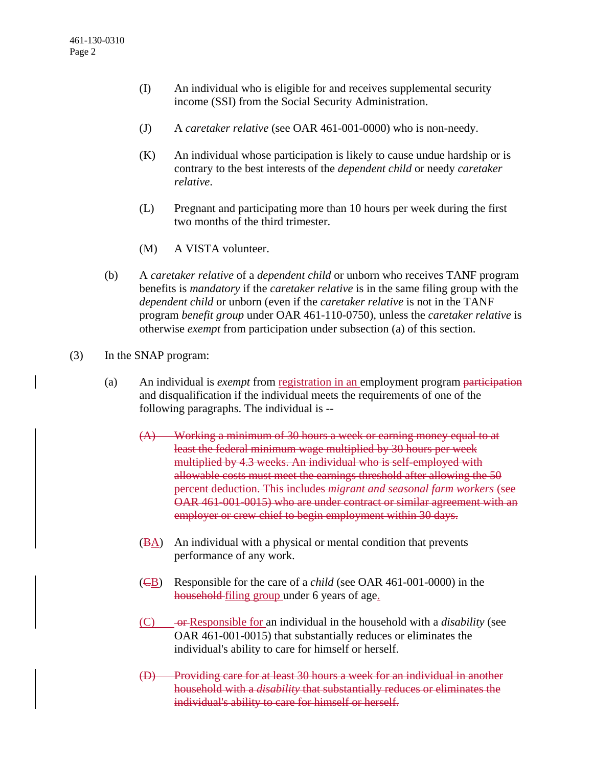(I) An individual who is eligible for and receives supplemental security income (SSI) from the Social Security Administration.

(J) A *caretaker relative* (see OAR 461-001-0000) who is non-needy.

(K) An individual whose participation is likely to cause undue hardship or is contrary to the best interests of the *dependent child* or needy *caretaker relative*.

(L) Pregnant and participating more than 10 hours per week during the first two months of the third trimester.

(M) A VISTA volunteer.

(b) A *caretaker relative* of a *dependent child* or unborn who receives TANF program benefits is *mandatory* if the *caretaker relative* is in the same filing group with the *dependent child* or unborn (even if the *caretaker relative* is not in the TANF program *benefit group* under OAR 461-110-0750), unless the *caretaker relative* is otherwise *exempt* from participation under subsection (a) of this section.

(3) In the SNAP program:

(a) An individual is *exempt* from <u>registration in an</u> employment program ~~participation~~ and disqualification if the individual meets the requirements of one of the following paragraphs. The individual is --

~~(A) Working a minimum of 30 hours a week or earning money equal to at least the federal minimum wage multiplied by 30 hours per week multiplied by 4.3 weeks. An individual who is self-employed with allowable costs must meet the earnings threshold after allowing the 50 percent deduction. This includes *migrant and seasonal farm workers* (see OAR 461-001-0015) who are under contract or similar agreement with an employer or crew chief to begin employment within 30 days.~~

(~~B~~<u>A</u>) An individual with a physical or mental condition that prevents performance of any work.

(~~C~~<u>B</u>) Responsible for the care of a *child* (see OAR 461-001-0000) in the ~~household~~ <u>filing group</u> under 6 years of age<u>.</u>

<u>(C)</u> ~~or~~ <u>Responsible for</u> an individual in the household with a *disability* (see OAR 461-001-0015) that substantially reduces or eliminates the individual's ability to care for himself or herself.

~~(D) Providing care for at least 30 hours a week for an individual in another household with a *disability* that substantially reduces or eliminates the individual's ability to care for himself or herself.~~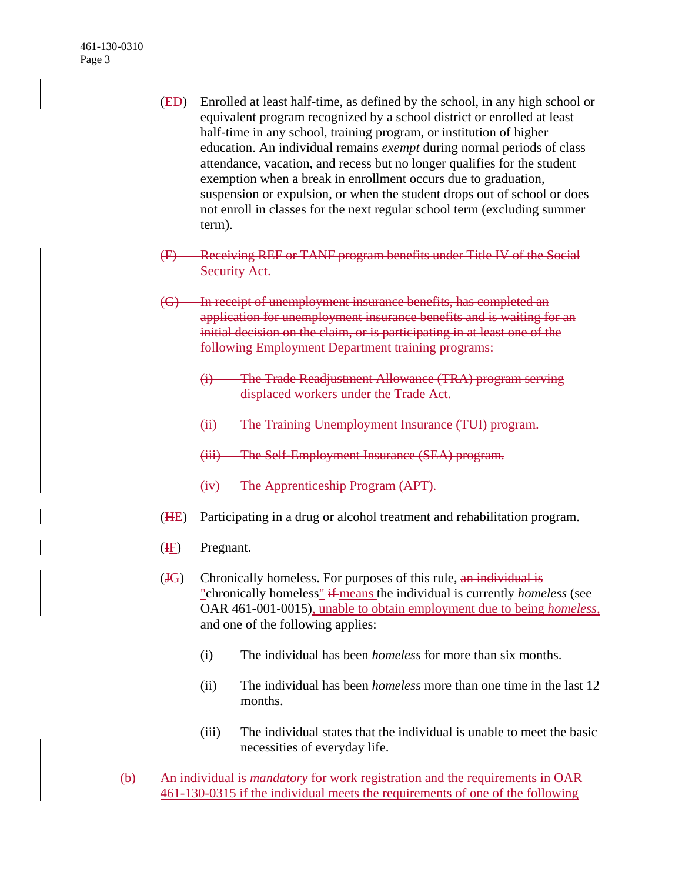(~~E~~D) Enrolled at least half-time, as defined by the school, in any high school or equivalent program recognized by a school district or enrolled at least half-time in any school, training program, or institution of higher education. An individual remains *exempt* during normal periods of class attendance, vacation, and recess but no longer qualifies for the student exemption when a break in enrollment occurs due to graduation, suspension or expulsion, or when the student drops out of school or does not enroll in classes for the next regular school term (excluding summer term).

~~(F) Receiving REF or TANF program benefits under Title IV of the Social Security Act.~~

~~(G) In receipt of unemployment insurance benefits, has completed an application for unemployment insurance benefits and is waiting for an initial decision on the claim, or is participating in at least one of the following Employment Department training programs:~~

~~(i) The Trade Readjustment Allowance (TRA) program serving displaced workers under the Trade Act.~~

~~(ii) The Training Unemployment Insurance (TUI) program.~~

~~(iii) The Self-Employment Insurance (SEA) program.~~

~~(iv) The Apprenticeship Program (APT).~~

(~~H~~E) Participating in a drug or alcohol treatment and rehabilitation program.

(~~I~~F) Pregnant.

(~~J~~G) Chronically homeless. For purposes of this rule, ~~an individual is~~ "chronically homeless" ~~if~~ means the individual is currently *homeless* (see OAR 461-001-0015), unable to obtain employment due to being *homeless*, and one of the following applies:

(i) The individual has been *homeless* for more than six months.

(ii) The individual has been *homeless* more than one time in the last 12 months.

(iii) The individual states that the individual is unable to meet the basic necessities of everyday life.

(b) An individual is *mandatory* for work registration and the requirements in OAR 461-130-0315 if the individual meets the requirements of one of the following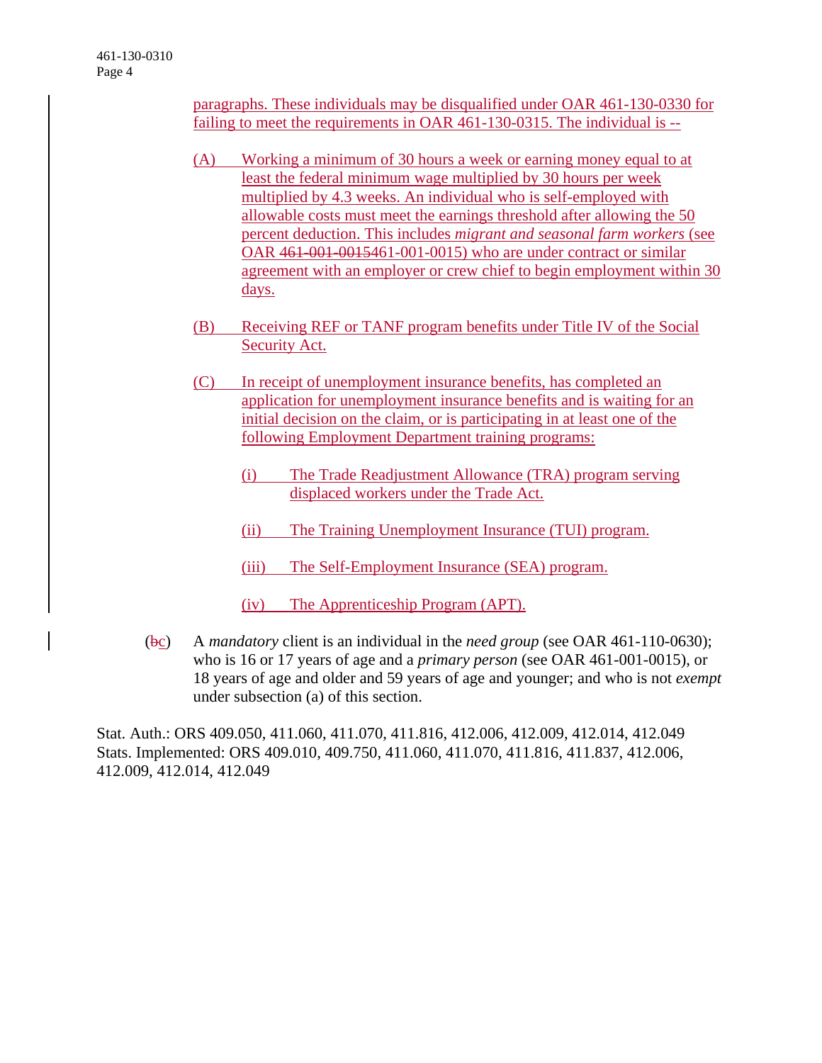paragraphs. These individuals may be disqualified under OAR 461-130-0330 for failing to meet the requirements in OAR 461-130-0315. The individual is --

(A) Working a minimum of 30 hours a week or earning money equal to at least the federal minimum wage multiplied by 30 hours per week multiplied by 4.3 weeks. An individual who is self-employed with allowable costs must meet the earnings threshold after allowing the 50 percent deduction. This includes *migrant and seasonal farm workers* (see OAR ~~461-001-0015~~461-001-0015) who are under contract or similar agreement with an employer or crew chief to begin employment within 30 days.

(B) Receiving REF or TANF program benefits under Title IV of the Social Security Act.

(C) In receipt of unemployment insurance benefits, has completed an application for unemployment insurance benefits and is waiting for an initial decision on the claim, or is participating in at least one of the following Employment Department training programs:

(i) The Trade Readjustment Allowance (TRA) program serving displaced workers under the Trade Act.

(ii) The Training Unemployment Insurance (TUI) program.

(iii) The Self-Employment Insurance (SEA) program.

(iv) The Apprenticeship Program (APT).

(~~b~~c) A *mandatory* client is an individual in the *need group* (see OAR 461-110-0630); who is 16 or 17 years of age and a *primary person* (see OAR 461-001-0015), or 18 years of age and older and 59 years of age and younger; and who is not *exempt* under subsection (a) of this section.

Stat. Auth.: ORS 409.050, 411.060, 411.070, 411.816, 412.006, 412.009, 412.014, 412.049
Stats. Implemented: ORS 409.010, 409.750, 411.060, 411.070, 411.816, 411.837, 412.006, 412.009, 412.014, 412.049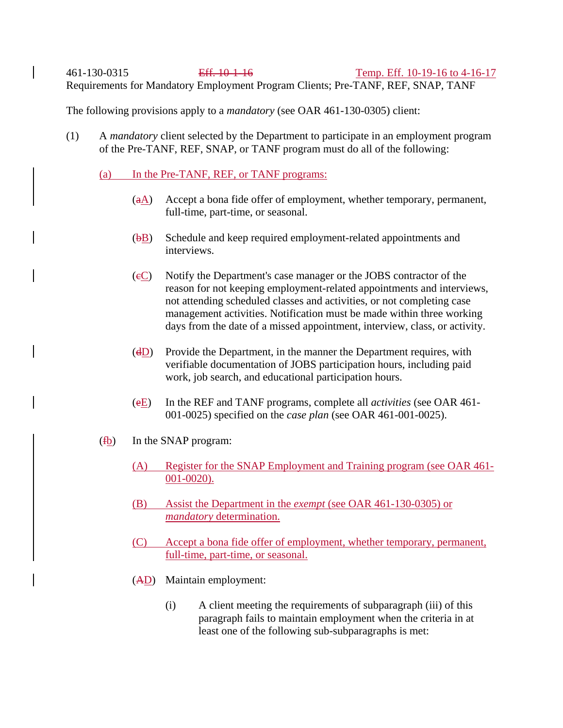461-130-0315 ~~Eff. 10-1-16~~ <u>Temp. Eff. 10-19-16 to 4-16-17</u>

Requirements for Mandatory Employment Program Clients; Pre-TANF, REF, SNAP, TANF

The following provisions apply to a *mandatory* (see OAR 461-130-0305) client:

(1) A *mandatory* client selected by the Department to participate in an employment program of the Pre-TANF, REF, SNAP, or TANF program must do all of the following:

<u>(a) In the Pre-TANF, REF, or TANF programs:</u>

(~~a~~<u>A</u>) Accept a bona fide offer of employment, whether temporary, permanent, full-time, part-time, or seasonal.

(~~b~~<u>B</u>) Schedule and keep required employment-related appointments and interviews.

(~~c~~<u>C</u>) Notify the Department's case manager or the JOBS contractor of the reason for not keeping employment-related appointments and interviews, not attending scheduled classes and activities, or not completing case management activities. Notification must be made within three working days from the date of a missed appointment, interview, class, or activity.

(~~d~~<u>D</u>) Provide the Department, in the manner the Department requires, with verifiable documentation of JOBS participation hours, including paid work, job search, and educational participation hours.

(~~e~~<u>E</u>) In the REF and TANF programs, complete all *activities* (see OAR 461-001-0025) specified on the *case plan* (see OAR 461-001-0025).

(~~f~~<u>b</u>) In the SNAP program:

<u>(A) Register for the SNAP Employment and Training program (see OAR 461-001-0020).</u>

<u>(B) Assist the Department in the *exempt* (see OAR 461-130-0305) or *mandatory* determination.</u>

<u>(C) Accept a bona fide offer of employment, whether temporary, permanent, full-time, part-time, or seasonal.</u>

(~~A~~<u>D</u>) Maintain employment:

(i) A client meeting the requirements of subparagraph (iii) of this paragraph fails to maintain employment when the criteria in at least one of the following sub-subparagraphs is met: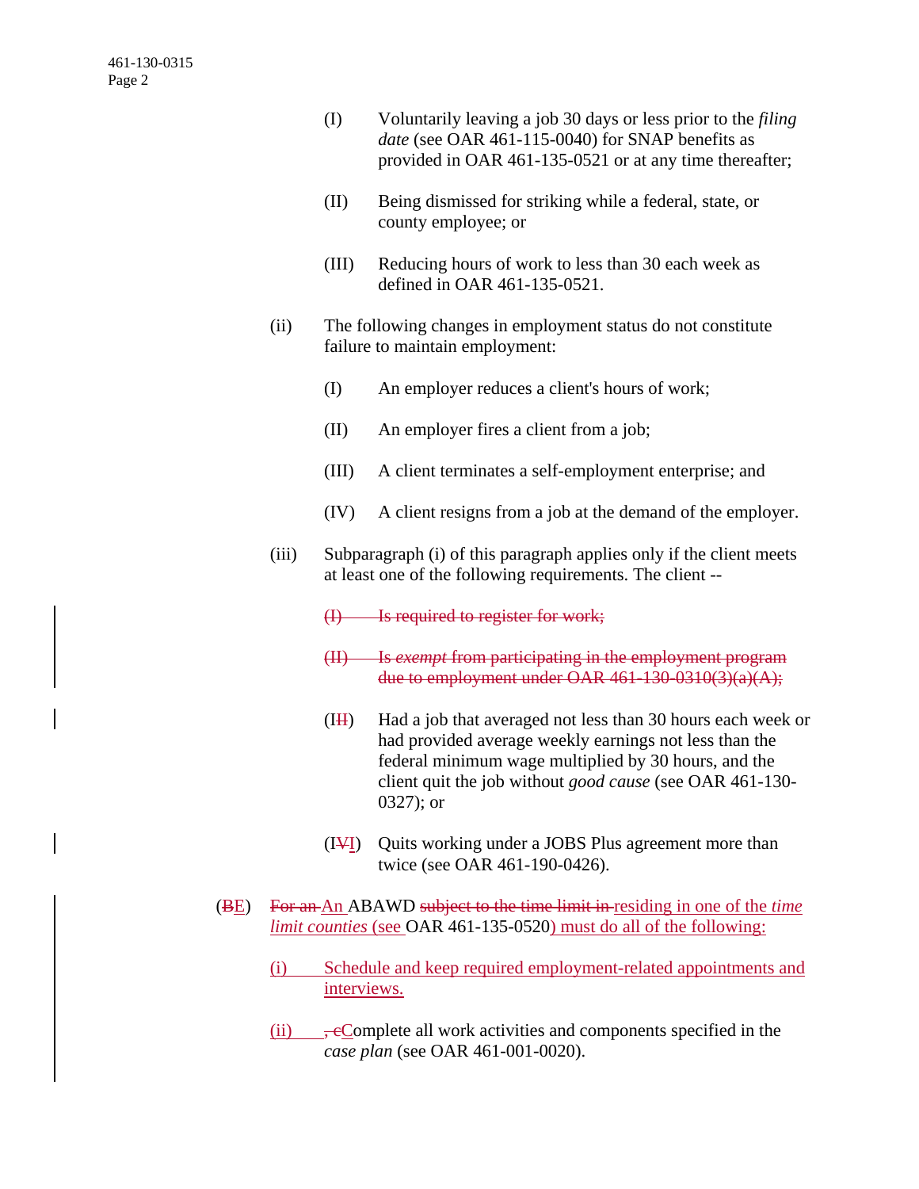(I) Voluntarily leaving a job 30 days or less prior to the *filing date* (see OAR 461-115-0040) for SNAP benefits as provided in OAR 461-135-0521 or at any time thereafter;

(II) Being dismissed for striking while a federal, state, or county employee; or

(III) Reducing hours of work to less than 30 each week as defined in OAR 461-135-0521.

(ii) The following changes in employment status do not constitute failure to maintain employment:

(I) An employer reduces a client's hours of work;

(II) An employer fires a client from a job;

(III) A client terminates a self-employment enterprise; and

(IV) A client resigns from a job at the demand of the employer.

(iii) Subparagraph (i) of this paragraph applies only if the client meets at least one of the following requirements. The client --

~~(I) Is required to register for work;~~

~~(II) Is *exempt* from participating in the employment program due to employment under OAR 461-130-0310(3)(a)(A);~~

(I~~II~~) Had a job that averaged not less than 30 hours each week or had provided average weekly earnings not less than the federal minimum wage multiplied by 30 hours, and the client quit the job without *good cause* (see OAR 461-130-0327); or

(I~~V~~I) Quits working under a JOBS Plus agreement more than twice (see OAR 461-190-0426).

(~~B~~E) ~~For an~~ An ABAWD ~~subject to the time limit in~~ residing in one of the *time limit counties* (see OAR 461-135-0520) must do all of the following:

(i) Schedule and keep required employment-related appointments and interviews.

(ii) ~~, c~~Complete all work activities and components specified in the *case plan* (see OAR 461-001-0020).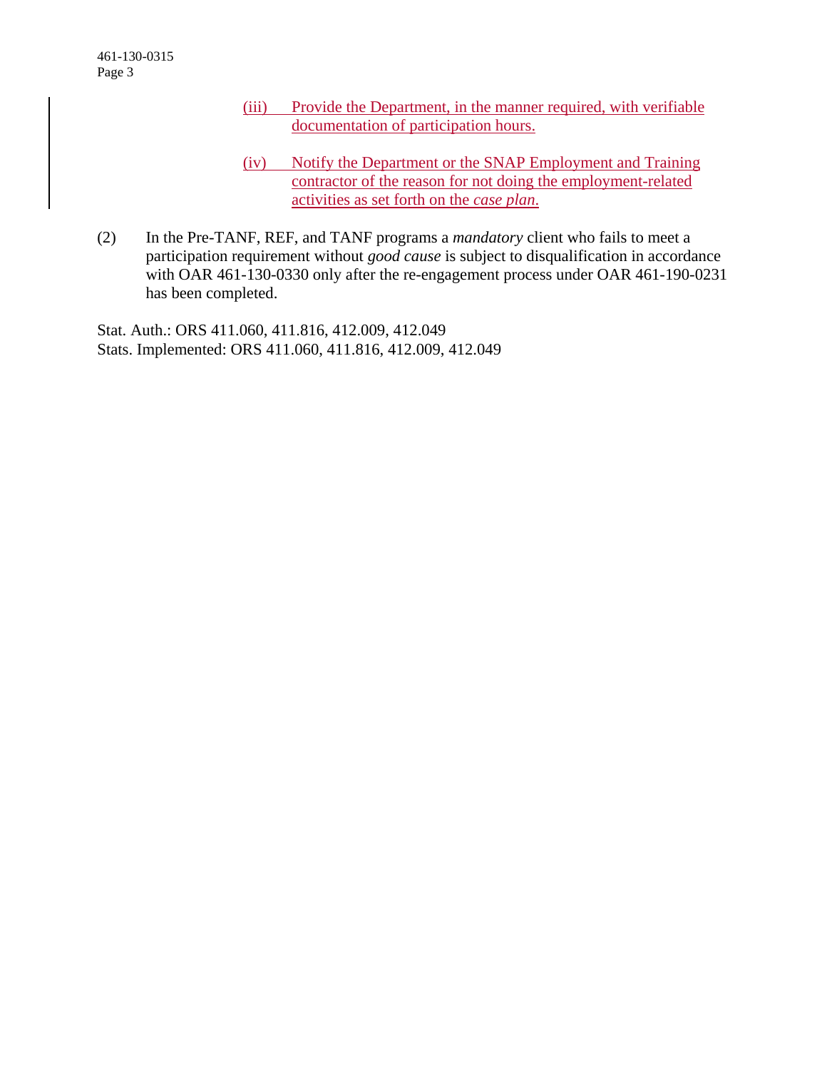(iii) Provide the Department, in the manner required, with verifiable documentation of participation hours.

(iv) Notify the Department or the SNAP Employment and Training contractor of the reason for not doing the employment-related activities as set forth on the *case plan*.

(2) In the Pre-TANF, REF, and TANF programs a *mandatory* client who fails to meet a participation requirement without *good cause* is subject to disqualification in accordance with OAR 461-130-0330 only after the re-engagement process under OAR 461-190-0231 has been completed.

Stat. Auth.: ORS 411.060, 411.816, 412.009, 412.049
Stats. Implemented: ORS 411.060, 411.816, 412.009, 412.049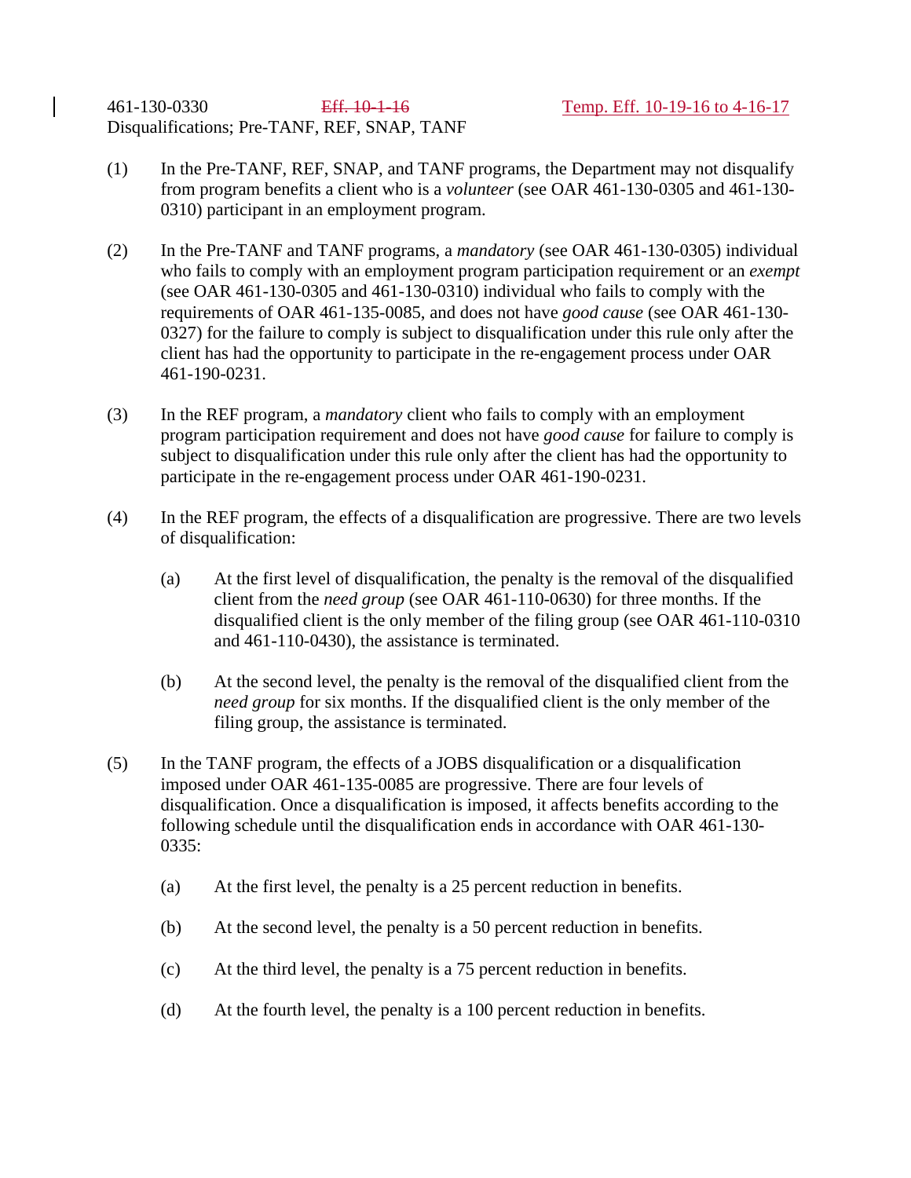461-130-0330 ~~Eff. 10-1-16~~ Temp. Eff. 10-19-16 to 4-16-17
Disqualifications; Pre-TANF, REF, SNAP, TANF

(1) In the Pre-TANF, REF, SNAP, and TANF programs, the Department may not disqualify from program benefits a client who is a *volunteer* (see OAR 461-130-0305 and 461-130-0310) participant in an employment program.

(2) In the Pre-TANF and TANF programs, a *mandatory* (see OAR 461-130-0305) individual who fails to comply with an employment program participation requirement or an *exempt* (see OAR 461-130-0305 and 461-130-0310) individual who fails to comply with the requirements of OAR 461-135-0085, and does not have *good cause* (see OAR 461-130-0327) for the failure to comply is subject to disqualification under this rule only after the client has had the opportunity to participate in the re-engagement process under OAR 461-190-0231.

(3) In the REF program, a *mandatory* client who fails to comply with an employment program participation requirement and does not have *good cause* for failure to comply is subject to disqualification under this rule only after the client has had the opportunity to participate in the re-engagement process under OAR 461-190-0231.

(4) In the REF program, the effects of a disqualification are progressive. There are two levels of disqualification:

(a) At the first level of disqualification, the penalty is the removal of the disqualified client from the *need group* (see OAR 461-110-0630) for three months. If the disqualified client is the only member of the filing group (see OAR 461-110-0310 and 461-110-0430), the assistance is terminated.

(b) At the second level, the penalty is the removal of the disqualified client from the *need group* for six months. If the disqualified client is the only member of the filing group, the assistance is terminated.

(5) In the TANF program, the effects of a JOBS disqualification or a disqualification imposed under OAR 461-135-0085 are progressive. There are four levels of disqualification. Once a disqualification is imposed, it affects benefits according to the following schedule until the disqualification ends in accordance with OAR 461-130-0335:

(a) At the first level, the penalty is a 25 percent reduction in benefits.

(b) At the second level, the penalty is a 50 percent reduction in benefits.

(c) At the third level, the penalty is a 75 percent reduction in benefits.

(d) At the fourth level, the penalty is a 100 percent reduction in benefits.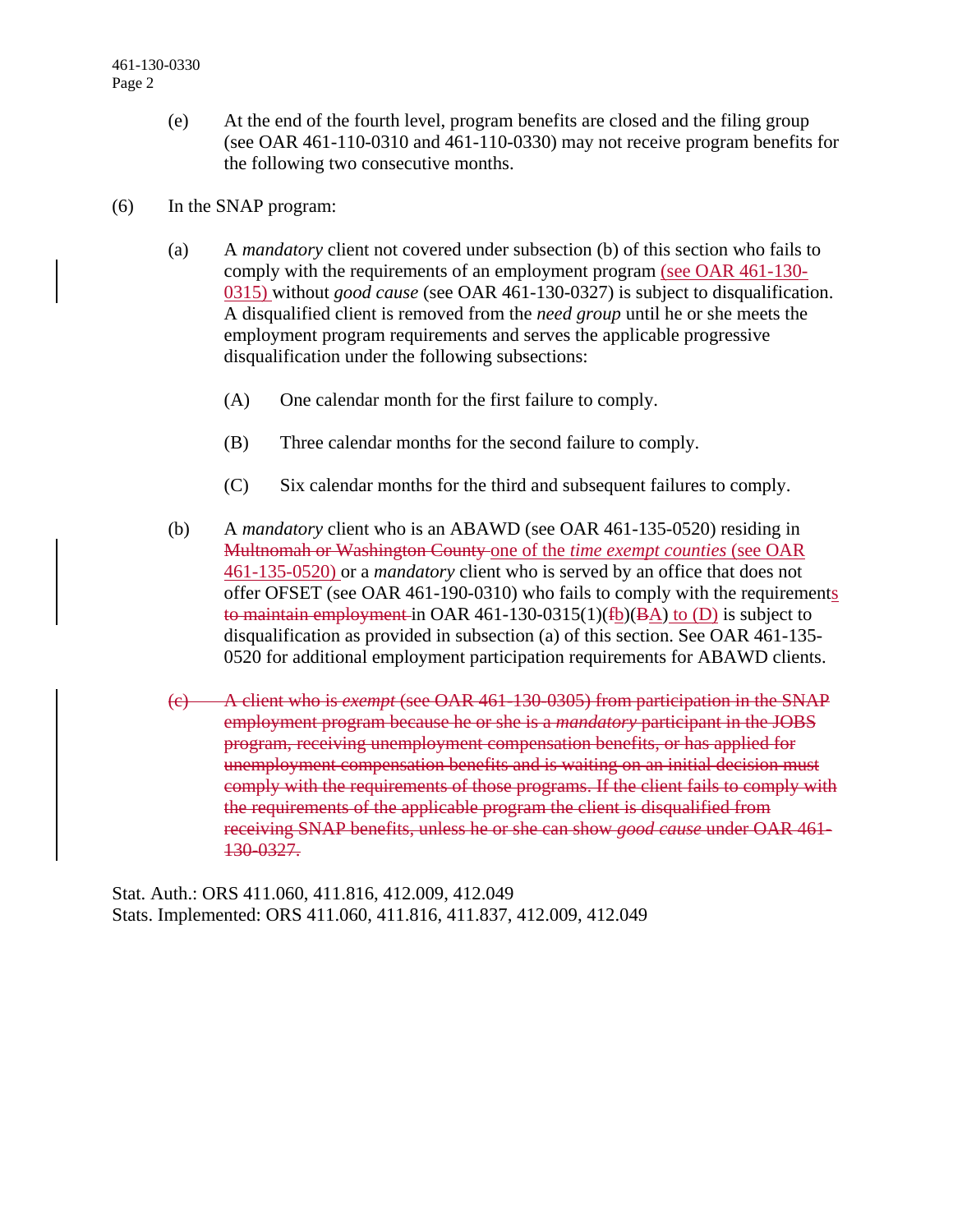(e) At the end of the fourth level, program benefits are closed and the filing group (see OAR 461-110-0310 and 461-110-0330) may not receive program benefits for the following two consecutive months.

(6) In the SNAP program:

(a) A *mandatory* client not covered under subsection (b) of this section who fails to comply with the requirements of an employment program <u>(see OAR 461-130-0315)</u> without *good cause* (see OAR 461-130-0327) is subject to disqualification. A disqualified client is removed from the *need group* until he or she meets the employment program requirements and serves the applicable progressive disqualification under the following subsections:

(A) One calendar month for the first failure to comply.

(B) Three calendar months for the second failure to comply.

(C) Six calendar months for the third and subsequent failures to comply.

(b) A *mandatory* client who is an ABAWD (see OAR 461-135-0520) residing in ~~Multnomah or Washington County~~ <u>one of the *time exempt counties* (see OAR 461-135-0520)</u> or a *mandatory* client who is served by an office that does not offer OFSET (see OAR 461-190-0310) who fails to comply with the requirement<u>s</u> ~~to maintain employment~~ in OAR 461-130-0315(1)(~~f~~<u>b</u>)(~~B~~<u>A</u>)<u> to (D)</u> is subject to disqualification as provided in subsection (a) of this section. See OAR 461-135-0520 for additional employment participation requirements for ABAWD clients.

~~(c) A client who is *exempt* (see OAR 461-130-0305) from participation in the SNAP employment program because he or she is a *mandatory* participant in the JOBS program, receiving unemployment compensation benefits, or has applied for unemployment compensation benefits and is waiting on an initial decision must comply with the requirements of those programs. If the client fails to comply with the requirements of the applicable program the client is disqualified from receiving SNAP benefits, unless he or she can show *good cause* under OAR 461-130-0327.~~

Stat. Auth.: ORS 411.060, 411.816, 412.009, 412.049
Stats. Implemented: ORS 411.060, 411.816, 411.837, 412.009, 412.049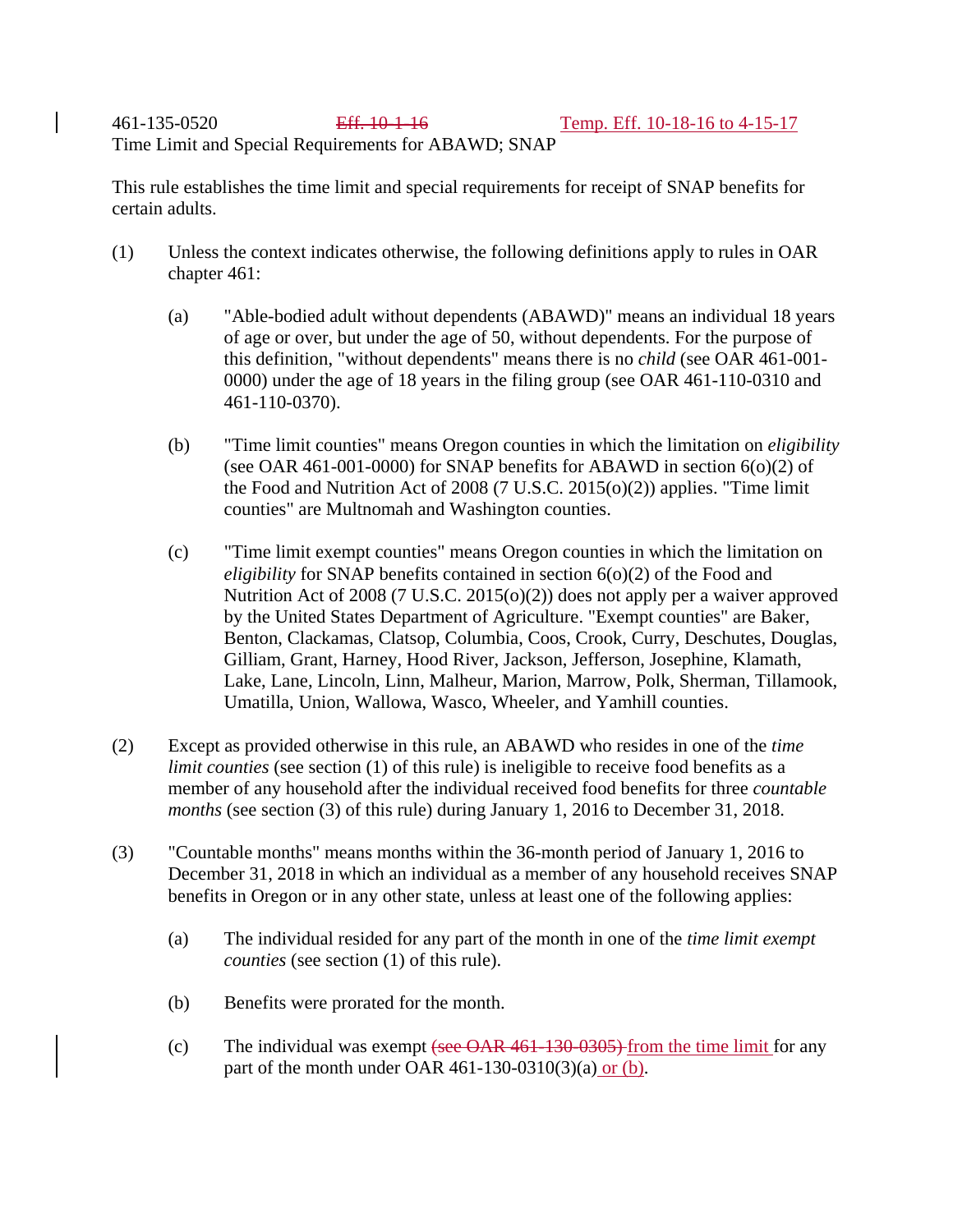461-135-0520 ~~Eff. 10-1-16~~ Temp. Eff. 10-18-16 to 4-15-17
Time Limit and Special Requirements for ABAWD; SNAP

This rule establishes the time limit and special requirements for receipt of SNAP benefits for certain adults.

(1) Unless the context indicates otherwise, the following definitions apply to rules in OAR chapter 461:

(a) "Able-bodied adult without dependents (ABAWD)" means an individual 18 years of age or over, but under the age of 50, without dependents. For the purpose of this definition, "without dependents" means there is no *child* (see OAR 461-001-0000) under the age of 18 years in the filing group (see OAR 461-110-0310 and 461-110-0370).

(b) "Time limit counties" means Oregon counties in which the limitation on *eligibility* (see OAR 461-001-0000) for SNAP benefits for ABAWD in section 6(o)(2) of the Food and Nutrition Act of 2008 (7 U.S.C. 2015(o)(2)) applies. "Time limit counties" are Multnomah and Washington counties.

(c) "Time limit exempt counties" means Oregon counties in which the limitation on *eligibility* for SNAP benefits contained in section 6(o)(2) of the Food and Nutrition Act of 2008 (7 U.S.C. 2015(o)(2)) does not apply per a waiver approved by the United States Department of Agriculture. "Exempt counties" are Baker, Benton, Clackamas, Clatsop, Columbia, Coos, Crook, Curry, Deschutes, Douglas, Gilliam, Grant, Harney, Hood River, Jackson, Jefferson, Josephine, Klamath, Lake, Lane, Lincoln, Linn, Malheur, Marion, Marrow, Polk, Sherman, Tillamook, Umatilla, Union, Wallowa, Wasco, Wheeler, and Yamhill counties.

(2) Except as provided otherwise in this rule, an ABAWD who resides in one of the *time limit counties* (see section (1) of this rule) is ineligible to receive food benefits as a member of any household after the individual received food benefits for three *countable months* (see section (3) of this rule) during January 1, 2016 to December 31, 2018.

(3) "Countable months" means months within the 36-month period of January 1, 2016 to December 31, 2018 in which an individual as a member of any household receives SNAP benefits in Oregon or in any other state, unless at least one of the following applies:

(a) The individual resided for any part of the month in one of the *time limit exempt counties* (see section (1) of this rule).

(b) Benefits were prorated for the month.

(c) The individual was exempt ~~(see OAR 461-130-0305)~~ from the time limit for any part of the month under OAR 461-130-0310(3)(a) or (b).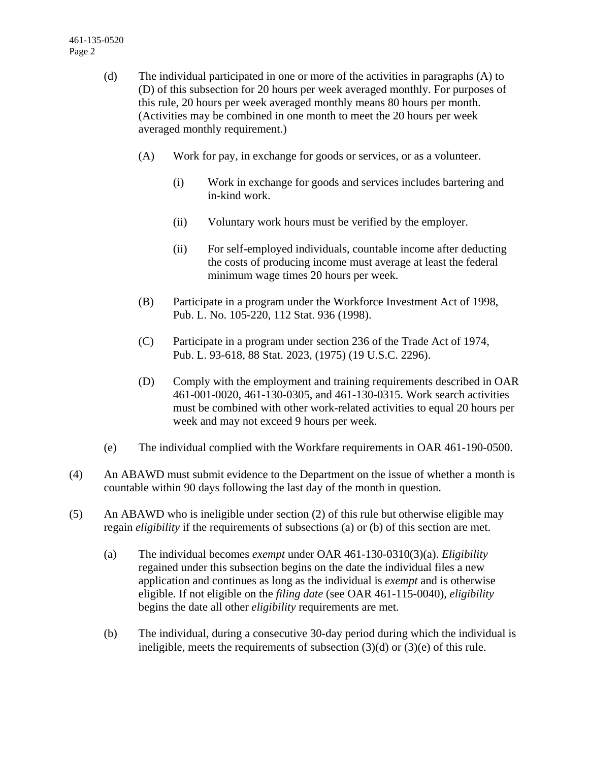(d) The individual participated in one or more of the activities in paragraphs (A) to (D) of this subsection for 20 hours per week averaged monthly. For purposes of this rule, 20 hours per week averaged monthly means 80 hours per month. (Activities may be combined in one month to meet the 20 hours per week averaged monthly requirement.)

(A) Work for pay, in exchange for goods or services, or as a volunteer.

(i) Work in exchange for goods and services includes bartering and in-kind work.

(ii) Voluntary work hours must be verified by the employer.

(ii) For self-employed individuals, countable income after deducting the costs of producing income must average at least the federal minimum wage times 20 hours per week.

(B) Participate in a program under the Workforce Investment Act of 1998, Pub. L. No. 105-220, 112 Stat. 936 (1998).

(C) Participate in a program under section 236 of the Trade Act of 1974, Pub. L. 93-618, 88 Stat. 2023, (1975) (19 U.S.C. 2296).

(D) Comply with the employment and training requirements described in OAR 461-001-0020, 461-130-0305, and 461-130-0315. Work search activities must be combined with other work-related activities to equal 20 hours per week and may not exceed 9 hours per week.

(e) The individual complied with the Workfare requirements in OAR 461-190-0500.

(4) An ABAWD must submit evidence to the Department on the issue of whether a month is countable within 90 days following the last day of the month in question.

(5) An ABAWD who is ineligible under section (2) of this rule but otherwise eligible may regain *eligibility* if the requirements of subsections (a) or (b) of this section are met.

(a) The individual becomes *exempt* under OAR 461-130-0310(3)(a). *Eligibility* regained under this subsection begins on the date the individual files a new application and continues as long as the individual is *exempt* and is otherwise eligible. If not eligible on the *filing date* (see OAR 461-115-0040), *eligibility* begins the date all other *eligibility* requirements are met.

(b) The individual, during a consecutive 30-day period during which the individual is ineligible, meets the requirements of subsection (3)(d) or (3)(e) of this rule.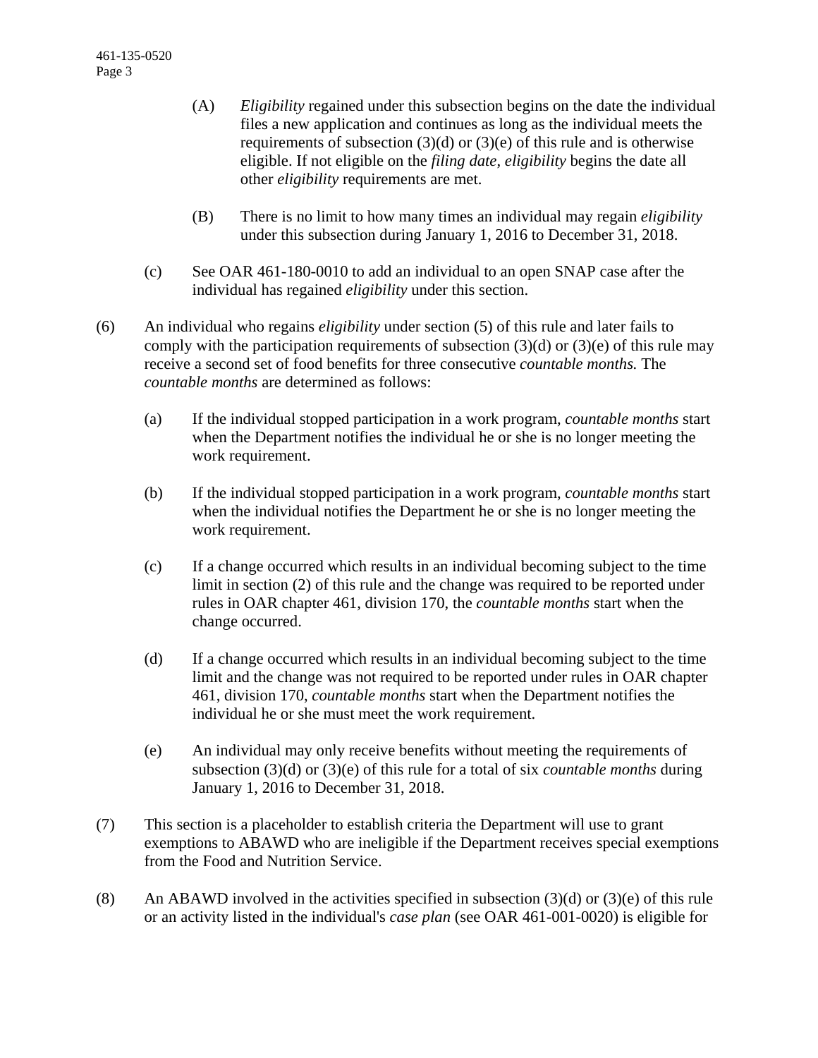(A) *Eligibility* regained under this subsection begins on the date the individual files a new application and continues as long as the individual meets the requirements of subsection (3)(d) or (3)(e) of this rule and is otherwise eligible. If not eligible on the *filing date*, *eligibility* begins the date all other *eligibility* requirements are met.

(B) There is no limit to how many times an individual may regain *eligibility* under this subsection during January 1, 2016 to December 31, 2018.

(c) See OAR 461-180-0010 to add an individual to an open SNAP case after the individual has regained *eligibility* under this section.

(6) An individual who regains *eligibility* under section (5) of this rule and later fails to comply with the participation requirements of subsection (3)(d) or (3)(e) of this rule may receive a second set of food benefits for three consecutive *countable months.* The *countable months* are determined as follows:

(a) If the individual stopped participation in a work program, *countable months* start when the Department notifies the individual he or she is no longer meeting the work requirement.

(b) If the individual stopped participation in a work program, *countable months* start when the individual notifies the Department he or she is no longer meeting the work requirement.

(c) If a change occurred which results in an individual becoming subject to the time limit in section (2) of this rule and the change was required to be reported under rules in OAR chapter 461, division 170, the *countable months* start when the change occurred.

(d) If a change occurred which results in an individual becoming subject to the time limit and the change was not required to be reported under rules in OAR chapter 461, division 170, *countable months* start when the Department notifies the individual he or she must meet the work requirement.

(e) An individual may only receive benefits without meeting the requirements of subsection (3)(d) or (3)(e) of this rule for a total of six *countable months* during January 1, 2016 to December 31, 2018.

(7) This section is a placeholder to establish criteria the Department will use to grant exemptions to ABAWD who are ineligible if the Department receives special exemptions from the Food and Nutrition Service.

(8) An ABAWD involved in the activities specified in subsection (3)(d) or (3)(e) of this rule or an activity listed in the individual's *case plan* (see OAR 461-001-0020) is eligible for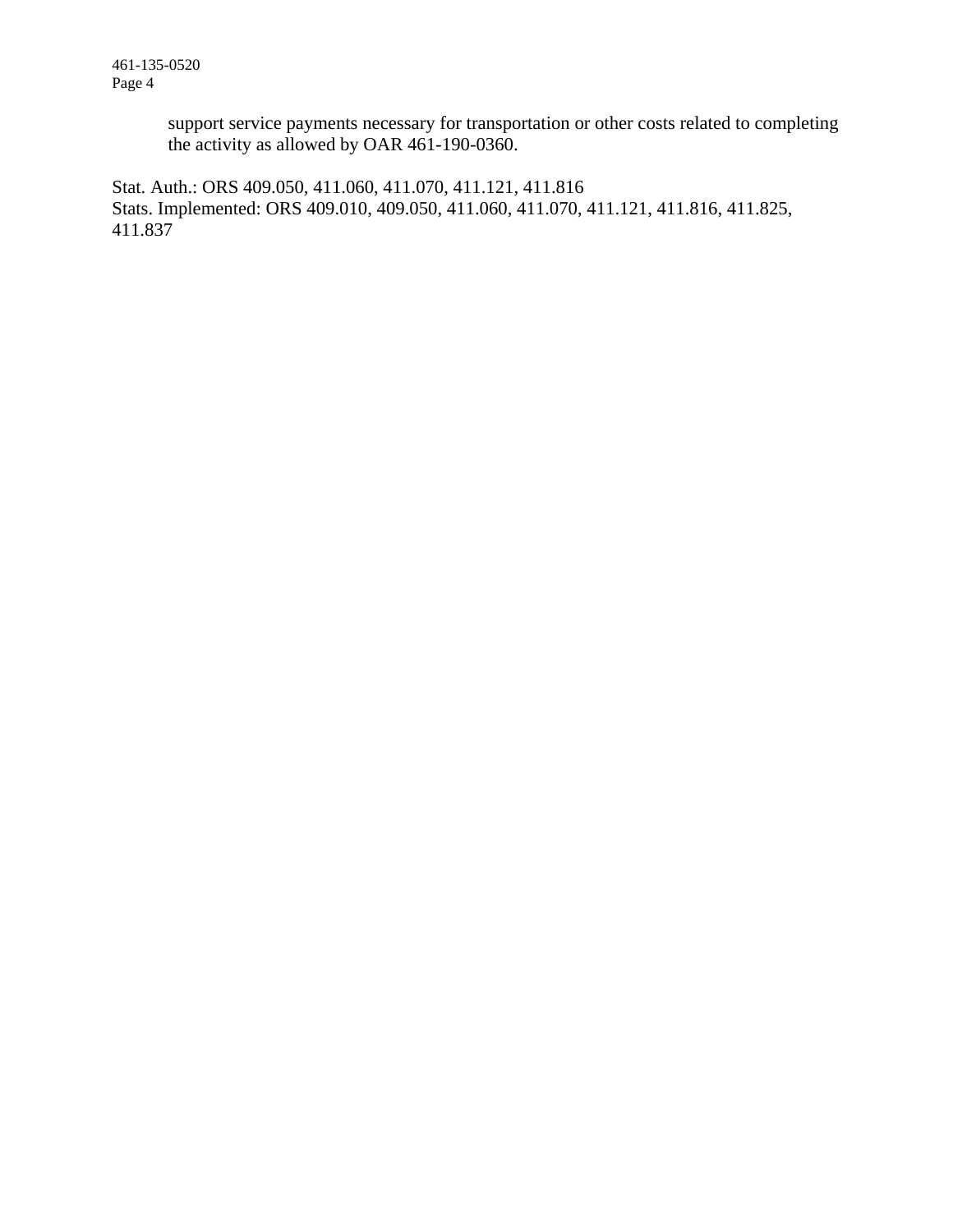support service payments necessary for transportation or other costs related to completing the activity as allowed by OAR 461-190-0360.

Stat. Auth.: ORS 409.050, 411.060, 411.070, 411.121, 411.816
Stats. Implemented: ORS 409.010, 409.050, 411.060, 411.070, 411.121, 411.816, 411.825, 411.837